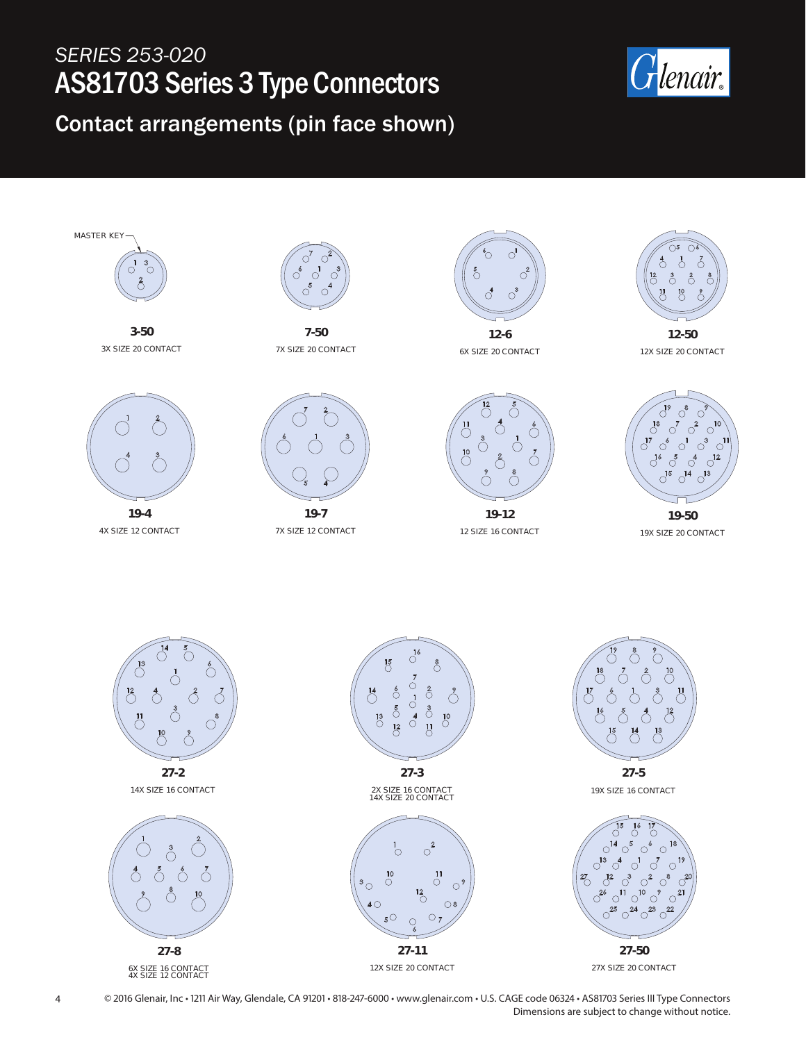*SERIES 253-020*

# AS81703 Series 3 Type Connectors

## Contact arrangements (pin face shown)

MASTER KEY

**3-50**
3X SIZE 20 CONTACT

**7-50**
7X SIZE 20 CONTACT

**12-6**
6X SIZE 20 CONTACT

**12-50**
12X SIZE 20 CONTACT

**19-4**
4X SIZE 12 CONTACT

**19-7**
7X SIZE 12 CONTACT

**19-12**
12 SIZE 16 CONTACT

**19-50**
19X SIZE 20 CONTACT

**27-2**
14X SIZE 16 CONTACT

**27-3**
2X SIZE 16 CONTACT
14X SIZE 20 CONTACT

**27-5**
19X SIZE 16 CONTACT

**27-8**
6X SIZE 16 CONTACT
4X SIZE 12 CONTACT

**27-11**
12X SIZE 20 CONTACT

**27-50**
27X SIZE 20 CONTACT

© 2016 Glenair, Inc • 1211 Air Way, Glendale, CA 91201 • 818-247-6000 • www.glenair.com • U.S. CAGE code 06324 • AS81703 Series III Type Connectors
Dimensions are subject to change without notice.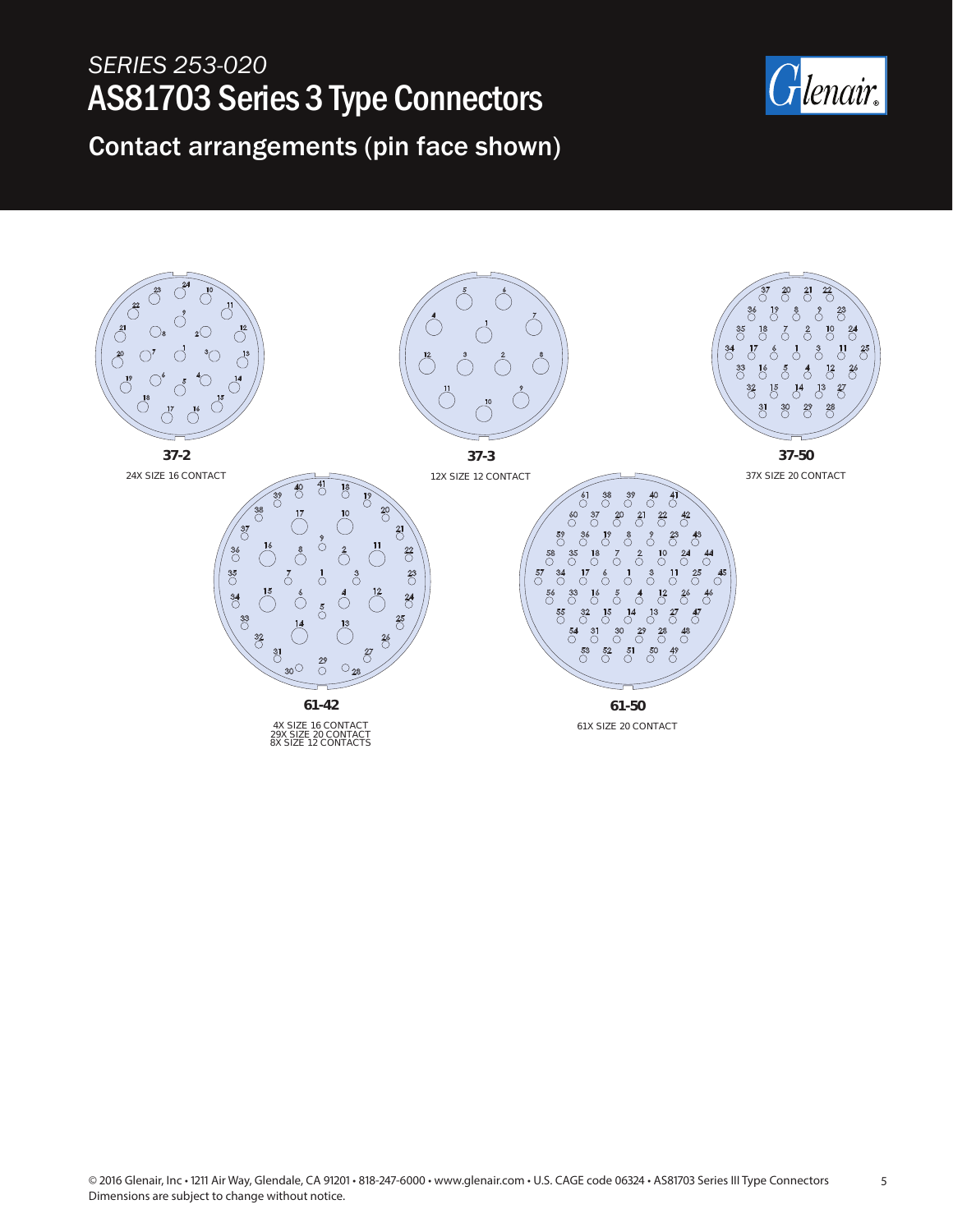*SERIES 253-020*

# AS81703 Series 3 Type Connectors

## Contact arrangements (pin face shown)

**37-2**

24X SIZE 16 CONTACT

**37-3**

12X SIZE 12 CONTACT

**37-50**

37X SIZE 20 CONTACT

**61-42**

4X SIZE 16 CONTACT
29X SIZE 20 CONTACT
8X SIZE 12 CONTACTS

**61-50**

61X SIZE 20 CONTACT

© 2016 Glenair, Inc • 1211 Air Way, Glendale, CA 91201 • 818-247-6000 • www.glenair.com • U.S. CAGE code 06324 • AS81703 Series III Type Connectors
Dimensions are subject to change without notice.